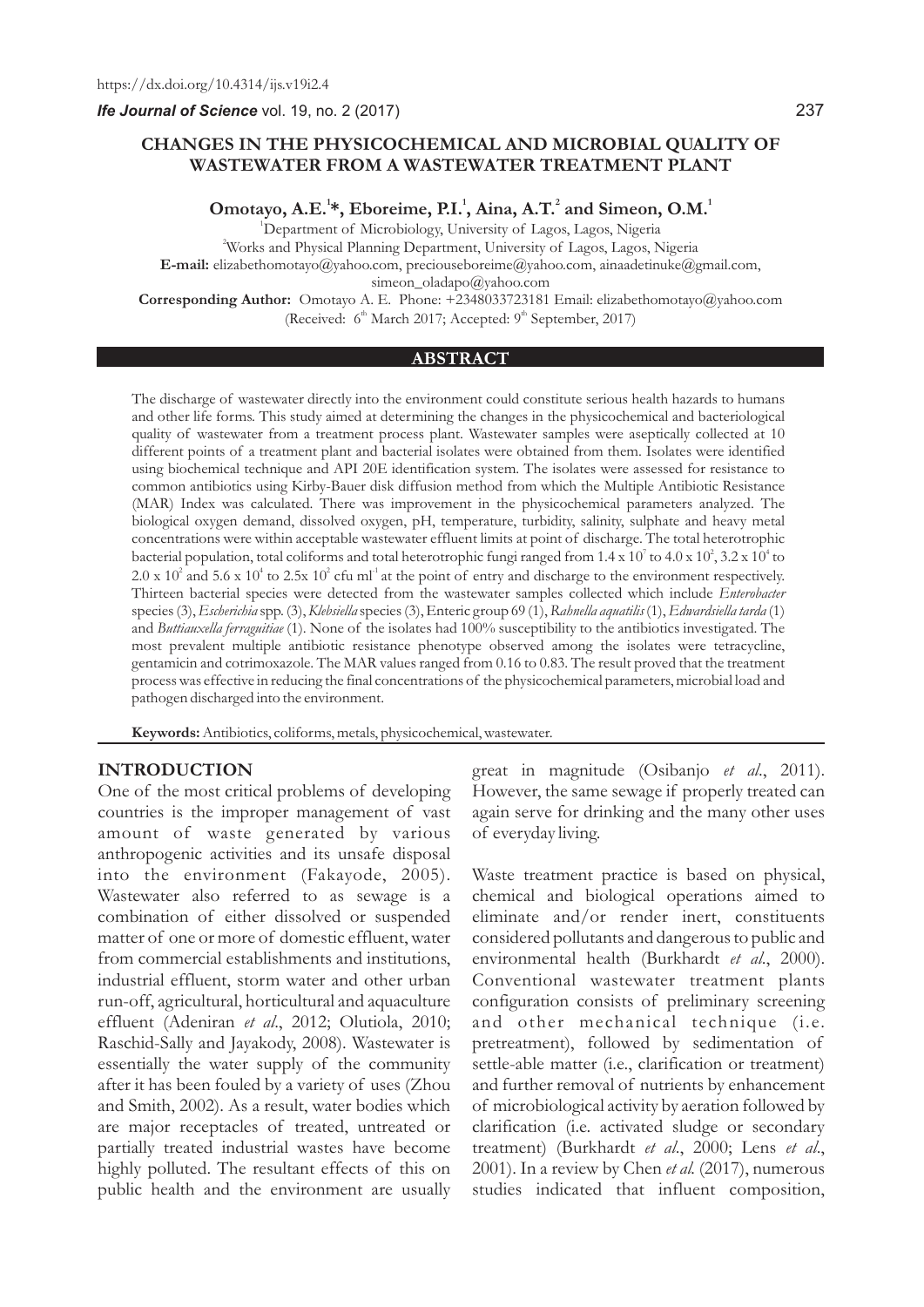https://dx.doi.org/10.4314/ijs.v19i2.4

# CHANGES IN THE PHYSICOCHEMICAL AND MICROBIAL QUALITY OF WASTEWATER FROM A WASTEWATER TREATMENT PLANT

**Omotayo, A.E.[1]*, Eboreime, P.I.[1], Aina, A.T.[2] and Simeon, O.M.[1]**

[1]Department of Microbiology, University of Lagos, Lagos, Nigeria

[2]Works and Physical Planning Department, University of Lagos, Lagos, Nigeria

**E-mail:** elizabethomotayo@yahoo.com, preciouseboreime@yahoo.com, ainaadetinuke@gmail.com, simeon_oladapo@yahoo.com

**Corresponding Author:** Omotayo A. E. Phone: +2348033723181 Email: elizabethomotayo@yahoo.com

(Received: 6th March 2017; Accepted: 9th September, 2017)

## ABSTRACT

The discharge of wastewater directly into the environment could constitute serious health hazards to humans and other life forms. This study aimed at determining the changes in the physicochemical and bacteriological quality of wastewater from a treatment process plant. Wastewater samples were aseptically collected at 10 different points of a treatment plant and bacterial isolates were obtained from them. Isolates were identified using biochemical technique and API 20E identification system. The isolates were assessed for resistance to common antibiotics using Kirby-Bauer disk diffusion method from which the Multiple Antibiotic Resistance (MAR) Index was calculated. There was improvement in the physicochemical parameters analyzed. The biological oxygen demand, dissolved oxygen, pH, temperature, turbidity, salinity, sulphate and heavy metal concentrations were within acceptable wastewater effluent limits at point of discharge. The total heterotrophic bacterial population, total coliforms and total heterotrophic fungi ranged from $1.4 \times 10^7$ to $4.0 \times 10^2$, $3.2 \times 10^4$ to $2.0 \times 10^2$ and $5.6 \times 10^4$ to $2.5 \times 10^2$ cfu ml$^{-1}$ at the point of entry and discharge to the environment respectively. Thirteen bacterial species were detected from the wastewater samples collected which include *Enterobacter* species (3), *Escherichia* spp. (3), *Klebsiella* species (3), Enteric group 69 (1), *Rahnella aquatilis* (1), *Edwardsiella tarda* (1) and *Buttiauxella ferraguitiae* (1). None of the isolates had 100% susceptibility to the antibiotics investigated. The most prevalent multiple antibiotic resistance phenotype observed among the isolates were tetracycline, gentamicin and cotrimoxazole. The MAR values ranged from 0.16 to 0.83. The result proved that the treatment process was effective in reducing the final concentrations of the physicochemical parameters, microbial load and pathogen discharged into the environment.

**Keywords:** Antibiotics, coliforms, metals, physicochemical, wastewater.

## INTRODUCTION

One of the most critical problems of developing countries is the improper management of vast amount of waste generated by various anthropogenic activities and its unsafe disposal into the environment (Fakayode, 2005). Wastewater also referred to as sewage is a combination of either dissolved or suspended matter of one or more of domestic effluent, water from commercial establishments and institutions, industrial effluent, storm water and other urban run-off, agricultural, horticultural and aquaculture effluent (Adeniran *et al*., 2012; Olutiola, 2010; Raschid-Sally and Jayakody, 2008). Wastewater is essentially the water supply of the community after it has been fouled by a variety of uses (Zhou and Smith, 2002). As a result, water bodies which are major receptacles of treated, untreated or partially treated industrial wastes have become highly polluted. The resultant effects of this on public health and the environment are usually great in magnitude (Osibanjo *et al*., 2011). However, the same sewage if properly treated can again serve for drinking and the many other uses of everyday living.

Waste treatment practice is based on physical, chemical and biological operations aimed to eliminate and/or render inert, constituents considered pollutants and dangerous to public and environmental health (Burkhardt *et al*., 2000). Conventional wastewater treatment plants configuration consists of preliminary screening and other mechanical technique (i.e. pretreatment), followed by sedimentation of settle-able matter (i.e., clarification or treatment) and further removal of nutrients by enhancement of microbiological activity by aeration followed by clarification (i.e. activated sludge or secondary treatment) (Burkhardt *et al*., 2000; Lens *et al*., 2001). In a review by Chen *et al.* (2017), numerous studies indicated that influent composition,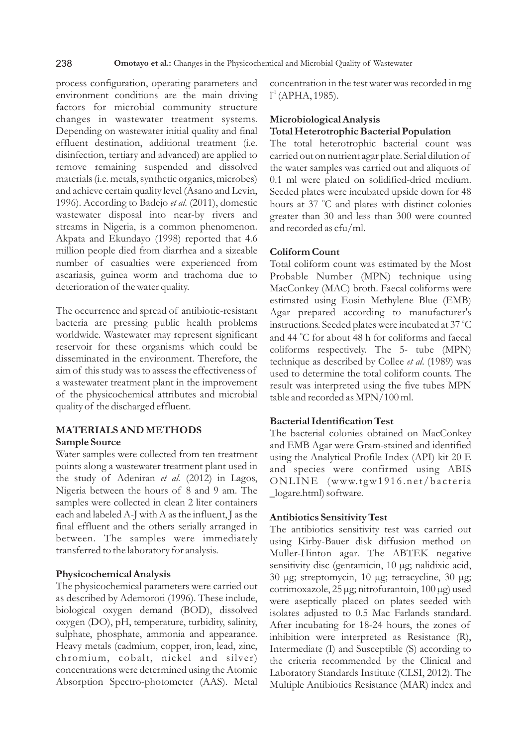process configuration, operating parameters and environment conditions are the main driving factors for microbial community structure changes in wastewater treatment systems. Depending on wastewater initial quality and final effluent destination, additional treatment (i.e. disinfection, tertiary and advanced) are applied to remove remaining suspended and dissolved materials (i.e. metals, synthetic organics, microbes) and achieve certain quality level (Asano and Levin, 1996). According to Badejo *et al.* (2011), domestic wastewater disposal into near-by rivers and streams in Nigeria, is a common phenomenon. Akpata and Ekundayo (1998) reported that 4.6 million people died from diarrhea and a sizeable number of casualties were experienced from ascariasis, guinea worm and trachoma due to deterioration of the water quality.

The occurrence and spread of antibiotic-resistant bacteria are pressing public health problems worldwide. Wastewater may represent significant reservoir for these organisms which could be disseminated in the environment. Therefore, the aim of this study was to assess the effectiveness of a wastewater treatment plant in the improvement of the physicochemical attributes and microbial quality of the discharged effluent.

## MATERIALS AND METHODS

### Sample Source

Water samples were collected from ten treatment points along a wastewater treatment plant used in the study of Adeniran *et al.* (2012) in Lagos, Nigeria between the hours of 8 and 9 am. The samples were collected in clean 2 liter containers each and labeled A-J with A as the influent, J as the final effluent and the others serially arranged in between. The samples were immediately transferred to the laboratory for analysis.

### Physicochemical Analysis

The physicochemical parameters were carried out as described by Ademoroti (1996). These include, biological oxygen demand (BOD), dissolved oxygen (DO), pH, temperature, turbidity, salinity, sulphate, phosphate, ammonia and appearance. Heavy metals (cadmium, copper, iron, lead, zinc, chromium, cobalt, nickel and silver) concentrations were determined using the Atomic Absorption Spectro-photometer (AAS). Metal concentration in the test water was recorded in mg $l^{-1}$ (APHA, 1985).

### Microbiological Analysis

### Total Heterotrophic Bacterial Population

The total heterotrophic bacterial count was carried out on nutrient agar plate. Serial dilution of the water samples was carried out and aliquots of 0.1 ml were plated on solidified-dried medium. Seeded plates were incubated upside down for 48 hours at 37 °C and plates with distinct colonies greater than 30 and less than 300 were counted and recorded as cfu/ml.

### Coliform Count

Total coliform count was estimated by the Most Probable Number (MPN) technique using MacConkey (MAC) broth. Faecal coliforms were estimated using Eosin Methylene Blue (EMB) Agar prepared according to manufacturer's instructions. Seeded plates were incubated at 37 °C and 44 °C for about 48 h for coliforms and faecal coliforms respectively. The 5- tube (MPN) technique as described by Collee *et al.* (1989) was used to determine the total coliform counts. The result was interpreted using the five tubes MPN table and recorded as MPN/100 ml.

### Bacterial Identification Test

The bacterial colonies obtained on MacConkey and EMB Agar were Gram-stained and identified using the Analytical Profile Index (API) kit 20 E and species were confirmed using ABIS ONLINE (www.tgw1916.net/bacteria_logare.html) software.

### Antibiotics Sensitivity Test

The antibiotics sensitivity test was carried out using Kirby-Bauer disk diffusion method on Muller-Hinton agar. The ABTEK negative sensitivity disc (gentamicin, 10 μg; nalidixic acid, 30 μg; streptomycin, 10 μg; tetracycline, 30 μg; cotrimoxazole, 25 μg; nitrofurantoin, 100 μg) used were aseptically placed on plates seeded with isolates adjusted to 0.5 Mac Farlands standard. After incubating for 18-24 hours, the zones of inhibition were interpreted as Resistance (R), Intermediate (I) and Susceptible (S) according to the criteria recommended by the Clinical and Laboratory Standards Institute (CLSI, 2012). The Multiple Antibiotics Resistance (MAR) index and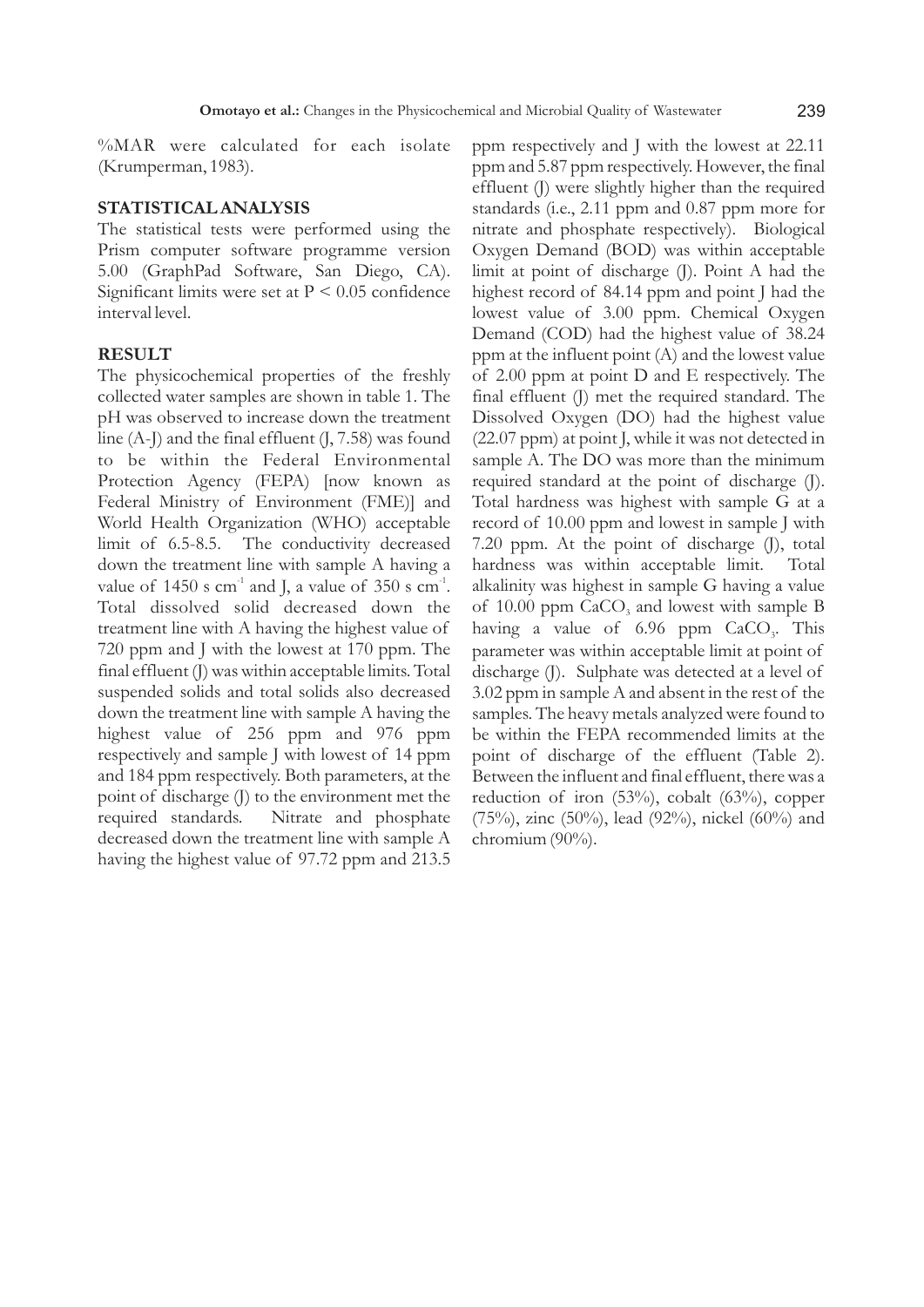%MAR were calculated for each isolate (Krumperman, 1983).

## STATISTICAL ANALYSIS

The statistical tests were performed using the Prism computer software programme version 5.00 (GraphPad Software, San Diego, CA). Significant limits were set at $P < 0.05$ confidence interval level.

## RESULT

The physicochemical properties of the freshly collected water samples are shown in table 1. The pH was observed to increase down the treatment line (A-J) and the final effluent (J, 7.58) was found to be within the Federal Environmental Protection Agency (FEPA) [now known as Federal Ministry of Environment (FME)] and World Health Organization (WHO) acceptable limit of 6.5-8.5. The conductivity decreased down the treatment line with sample A having a value of 1450 s $cm^{-1}$ and J, a value of 350 s $cm^{-1}$. Total dissolved solid decreased down the treatment line with A having the highest value of 720 ppm and J with the lowest at 170 ppm. The final effluent (J) was within acceptable limits. Total suspended solids and total solids also decreased down the treatment line with sample A having the highest value of 256 ppm and 976 ppm respectively and sample J with lowest of 14 ppm and 184 ppm respectively. Both parameters, at the point of discharge (J) to the environment met the required standards. Nitrate and phosphate decreased down the treatment line with sample A having the highest value of 97.72 ppm and 213.5 ppm respectively and J with the lowest at 22.11 ppm and 5.87 ppm respectively. However, the final effluent (J) were slightly higher than the required standards (i.e., 2.11 ppm and 0.87 ppm more for nitrate and phosphate respectively). Biological Oxygen Demand (BOD) was within acceptable limit at point of discharge (J). Point A had the highest record of 84.14 ppm and point J had the lowest value of 3.00 ppm. Chemical Oxygen Demand (COD) had the highest value of 38.24 ppm at the influent point (A) and the lowest value of 2.00 ppm at point D and E respectively. The final effluent (J) met the required standard. The Dissolved Oxygen (DO) had the highest value (22.07 ppm) at point J, while it was not detected in sample A. The DO was more than the minimum required standard at the point of discharge (J). Total hardness was highest with sample G at a record of 10.00 ppm and lowest in sample J with 7.20 ppm. At the point of discharge (J), total hardness was within acceptable limit. Total alkalinity was highest in sample G having a value of 10.00 ppm $CaCO_3$ and lowest with sample B having a value of 6.96 ppm $CaCO_3$. This parameter was within acceptable limit at point of discharge (J). Sulphate was detected at a level of 3.02 ppm in sample A and absent in the rest of the samples. The heavy metals analyzed were found to be within the FEPA recommended limits at the point of discharge of the effluent (Table 2). Between the influent and final effluent, there was a reduction of iron (53%), cobalt (63%), copper (75%), zinc (50%), lead (92%), nickel (60%) and chromium (90%).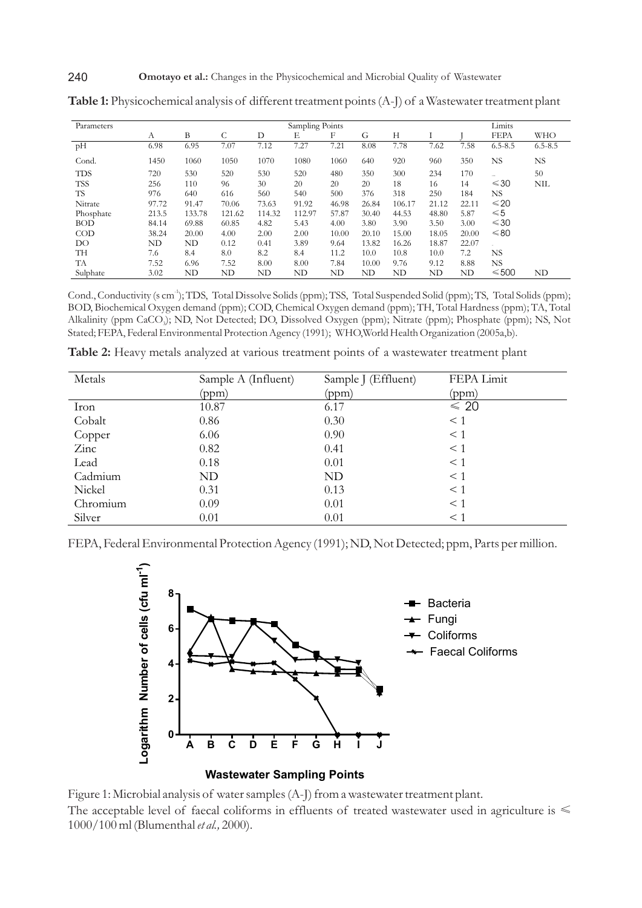**Table 1:** Physicochemical analysis of different treatment points (A-J) of a Wastewater treatment plant

| Parameters | Sampling Points | | | | | | | | | | Limits | |
|---|---|---|---|---|---|---|---|---|---|---|---|---|
| | A | B | C | D | E | F | G | H | I | J | FEPA | WHO |
| pH | 6.98 | 6.95 | 7.07 | 7.12 | 7.27 | 7.21 | 8.08 | 7.78 | 7.62 | 7.58 | 6.5-8.5 | 6.5-8.5 |
| Cond. | 1450 | 1060 | 1050 | 1070 | 1080 | 1060 | 640 | 920 | 960 | 350 | NS | NS |
| TDS | 720 | 530 | 520 | 530 | 520 | 480 | 350 | 300 | 234 | 170 | _ | 50 |
| TSS | 256 | 110 | 96 | 30 | 20 | 20 | 20 | 18 | 16 | 14 | ≤30 | NIL |
| TS | 976 | 640 | 616 | 560 | 540 | 500 | 376 | 318 | 250 | 184 | NS | |
| Nitrate | 97.72 | 91.47 | 70.06 | 73.63 | 91.92 | 46.98 | 26.84 | 106.17 | 21.12 | 22.11 | ≤20 | |
| Phosphate | 213.5 | 133.78 | 121.62 | 114.32 | 112.97 | 57.87 | 30.40 | 44.53 | 48.80 | 5.87 | ≤5 | |
| BOD | 84.14 | 69.88 | 60.85 | 4.82 | 5.43 | 4.00 | 3.80 | 3.90 | 3.50 | 3.00 | ≤30 | |
| COD | 38.24 | 20.00 | 4.00 | 2.00 | 2.00 | 10.00 | 20.10 | 15.00 | 18.05 | 20.00 | ≤80 | |
| DO | ND | ND | 0.12 | 0.41 | 3.89 | 9.64 | 13.82 | 16.26 | 18.87 | 22.07 | . | |
| TH | 7.6 | 8.4 | 8.0 | 8.2 | 8.4 | 11.2 | 10.0 | 10.8 | 10.0 | 7.2 | NS | |
| TA | 7.52 | 6.96 | 7.52 | 8.00 | 8.00 | 7.84 | 10.00 | 9.76 | 9.12 | 8.88 | NS | |
| Sulphate | 3.02 | ND | ND | ND | ND | ND | ND | ND | ND | ND | ≤500 | ND |

Cond., Conductivity (s $cm^{-1}$); TDS, Total Dissolve Solids (ppm); TSS, Total Suspended Solid (ppm); TS, Total Solids (ppm); BOD, Biochemical Oxygen demand (ppm); COD, Chemical Oxygen demand (ppm); TH, Total Hardness (ppm); TA, Total Alkalinity (ppm $CaCO_3$); ND, Not Detected; DO, Dissolved Oxygen (ppm); Nitrate (ppm); Phosphate (ppm); NS, Not Stated; FEPA, Federal Environmental Protection Agency (1991); WHO,World Health Organization (2005a,b).

**Table 2:** Heavy metals analyzed at various treatment points of a wastewater treatment plant

| Metals | Sample A (Influent) (ppm) | Sample J (Effluent) (ppm) | FEPA Limit (ppm) |
|---|---|---|---|
| Iron | 10.87 | 6.17 | ≤ 20 |
| Cobalt | 0.86 | 0.30 | < 1 |
| Copper | 6.06 | 0.90 | < 1 |
| Zinc | 0.82 | 0.41 | < 1 |
| Lead | 0.18 | 0.01 | < 1 |
| Cadmium | ND | ND | < 1 |
| Nickel | 0.31 | 0.13 | < 1 |
| Chromium | 0.09 | 0.01 | < 1 |
| Silver | 0.01 | 0.01 | < 1 |

FEPA, Federal Environmental Protection Agency (1991); ND, Not Detected; ppm, Parts per million.

Figure 1: Microbial analysis of water samples (A-J) from a wastewater treatment plant.
The acceptable level of faecal coliforms in effluents of treated wastewater used in agriculture is ≤ 1000/100 ml (Blumenthal *et al.,* 2000).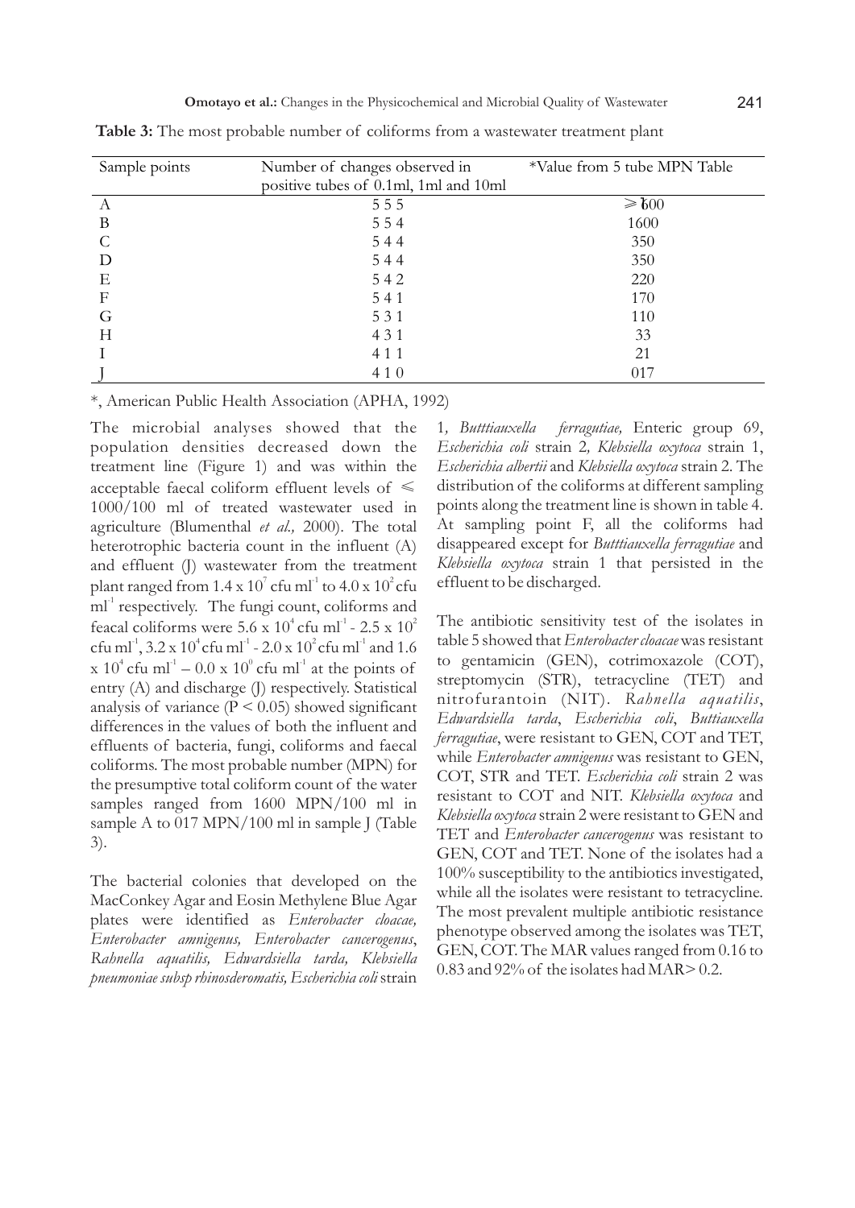**Table 3:** The most probable number of coliforms from a wastewater treatment plant

| Sample points | Number of changes observed in positive tubes of 0.1ml, 1ml and 10ml | *Value from 5 tube MPN Table |
|---|---|---|
| A | 5 5 5 | ≥ 1600 |
| B | 5 5 4 | 1600 |
| C | 5 4 4 | 350 |
| D | 5 4 4 | 350 |
| E | 5 4 2 | 220 |
| F | 5 4 1 | 170 |
| G | 5 3 1 | 110 |
| H | 4 3 1 | 33 |
| I | 4 1 1 | 21 |
| J | 4 1 0 | 017 |

*, American Public Health Association (APHA, 1992)

The microbial analyses showed that the population densities decreased down the treatment line (Figure 1) and was within the acceptable faecal coliform effluent levels of ≤ 1000/100 ml of treated wastewater used in agriculture (Blumenthal *et al.,* 2000). The total heterotrophic bacteria count in the influent (A) and effluent (J) wastewater from the treatment plant ranged from $1.4 \times 10^7$ cfu ml$^{-1}$ to $4.0 \times 10^2$ cfu ml$^{-1}$ respectively. The fungi count, coliforms and feacal coliforms were $5.6 \times 10^4$ cfu ml$^{-1}$ - $2.5 \times 10^2$ cfu ml$^{-1}$, $3.2 \times 10^4$ cfu ml$^{-1}$ - $2.0 \times 10^2$ cfu ml$^{-1}$ and $1.6 \times 10^4$ cfu ml$^{-1}$ – $0.0 \times 10^0$ cfu ml$^{-1}$ at the points of entry (A) and discharge (J) respectively. Statistical analysis of variance ($P < 0.05$) showed significant differences in the values of both the influent and effluents of bacteria, fungi, coliforms and faecal coliforms. The most probable number (MPN) for the presumptive total coliform count of the water samples ranged from 1600 MPN/100 ml in sample A to 017 MPN/100 ml in sample J (Table 3).

The bacterial colonies that developed on the MacConkey Agar and Eosin Methylene Blue Agar plates were identified as *Enterobacter cloacae, Enterobacter amnigenus, Enterobacter cancerogenus*, *Rahnella aquatilis, Edwardsiella tarda, Klebsiella pneumoniae subsp rhinosderomatis, Escherichia coli* strain 1*, Butttiauxella ferragutiae,* Enteric group 69, *Escherichia coli* strain 2*, Klebsiella oxytoca* strain 1, *Escherichia albertii* and *Klebsiella oxytoca* strain 2. The distribution of the coliforms at different sampling points along the treatment line is shown in table 4. At sampling point F, all the coliforms had disappeared except for *Butttiauxella ferragutiae* and *Klebsiella oxytoca* strain 1 that persisted in the effluent to be discharged.

The antibiotic sensitivity test of the isolates in table 5 showed that *Enterobacter cloacae* was resistant to gentamicin (GEN), cotrimoxazole (COT), streptomycin (STR), tetracycline (TET) and nitrofurantoin (NIT). *Rahnella aquatilis*, *Edwardsiella tarda*, *Escherichia coli*, *Buttiauxella ferragutiae*, were resistant to GEN, COT and TET, while *Enterobacter amnigenus* was resistant to GEN, COT, STR and TET. *Escherichia coli* strain 2 was resistant to COT and NIT. *Klebsiella oxytoca* and *Klebsiella oxytoca* strain 2 were resistant to GEN and TET and *Enterobacter cancerogenus* was resistant to GEN, COT and TET. None of the isolates had a 100% susceptibility to the antibiotics investigated, while all the isolates were resistant to tetracycline. The most prevalent multiple antibiotic resistance phenotype observed among the isolates was TET, GEN, COT. The MAR values ranged from 0.16 to 0.83 and 92% of the isolates had MAR> 0.2.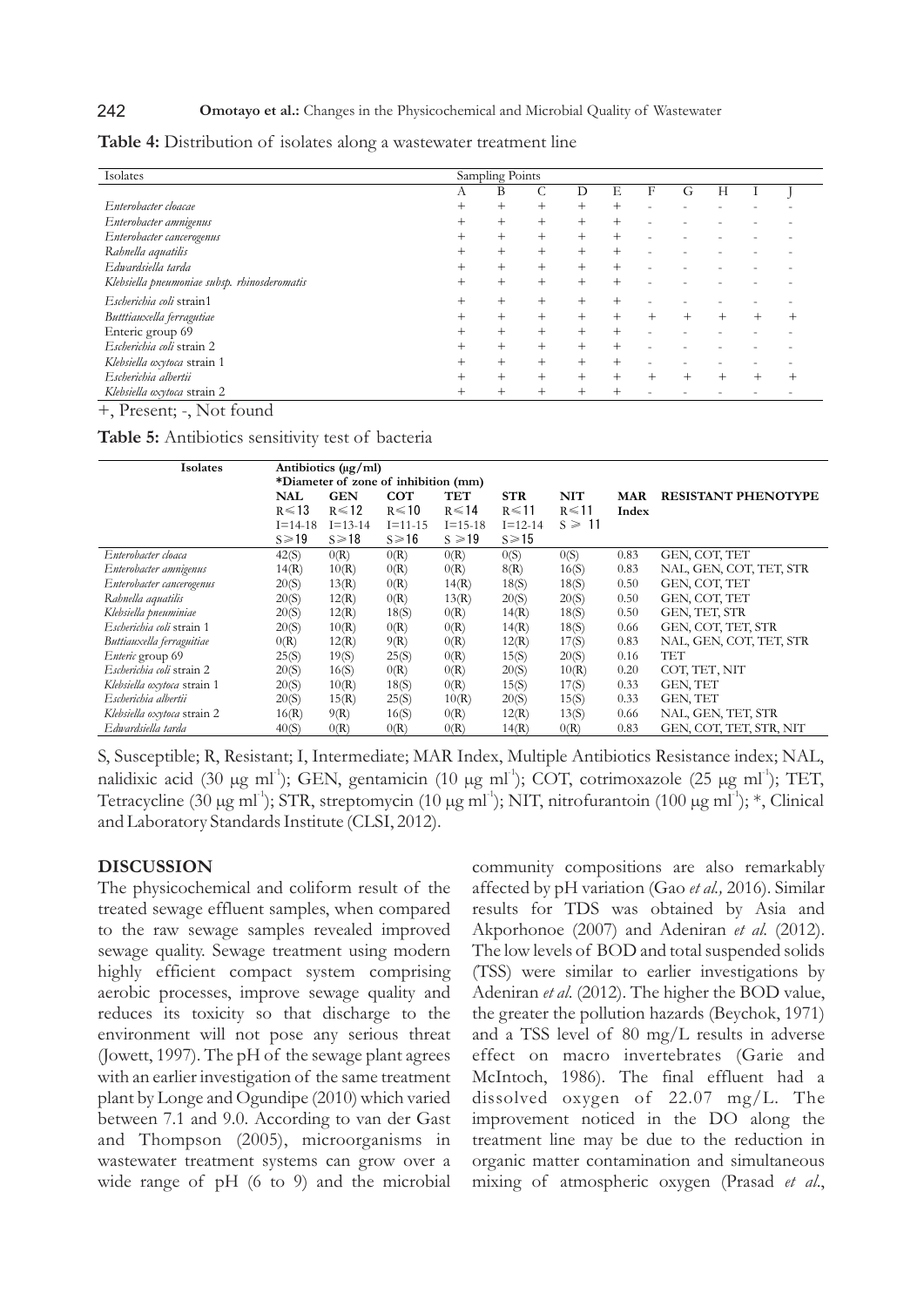**Table 4:** Distribution of isolates along a wastewater treatment line

| Isolates | Sampling Points | | | | | | | | | |
|---|---|---|---|---|---|---|---|---|---|---|
| | A | B | C | D | E | F | G | H | I | J |
| *Enterobacter cloacae* | + | + | + | + | + | - | - | - | - | - |
| *Enterobacter amnigenus* | + | + | + | + | + | - | - | - | - | - |
| *Enterobacter cancerogenus* | + | + | + | + | + | - | - | - | - | - |
| *Rahnella aquatilis* | + | + | + | + | + | - | - | - | - | - |
| *Edwardsiella tarda* | + | + | + | + | + | - | - | - | - | - |
| *Klebsiella pneumoniae subsp. rhinoscleromatis* | + | + | + | + | + | - | - | - | - | - |
| *Escherichia coli* strain1 | + | + | + | + | + | - | - | - | - | - |
| *Butttiauxella ferragutiae* | + | + | + | + | + | + | + | + | + | + |
| Enteric group 69 | + | + | + | + | + | - | - | - | - | - |
| *Escherichia coli* strain 2 | + | + | + | + | + | - | - | - | - | - |
| *Klebsiella oxytoca* strain 1 | + | + | + | + | + | - | - | - | - | - |
| *Escherichia albertii* | + | + | + | + | + | + | + | + | + | + |
| *Klebsiella oxytoca* strain 2 | + | + | + | + | + | - | - | - | - | - |

+, Present; -, Not found

**Table 5:** Antibiotics sensitivity test of bacteria

| **Isolates** | **Antibiotics (μg/ml)** | | | | | | | |
|---|---|---|---|---|---|---|---|---|
| | ***Diameter of zone of inhibition (mm)** | | | | | | | |
| | **NAL** R≤13 I=14-18 S≥19 | **GEN** R≤12 I=13-14 S≥18 | **COT** R≤10 I=11-15 S≥16 | **TET** R≤14 I=15-18 S ≥19 | **STR** R≤11 I=12-14 S≥15 | **NIT** R≤11 S ≥ 11 | **MAR Index** | **RESISTANT PHENOTYPE** |
| *Enterobacter cloaca* | 42(S) | 0(R) | 0(R) | 0(R) | 0(S) | 0(S) | 0.83 | GEN, COT, TET |
| *Enterobacter amnigenus* | 14(R) | 10(R) | 0(R) | 0(R) | 8(R) | 16(S) | 0.83 | NAL, GEN, COT, TET, STR |
| *Enterobacter cancerogenus* | 20(S) | 13(R) | 0(R) | 14(R) | 18(S) | 18(S) | 0.50 | GEN, COT, TET |
| *Rahnella aquatilis* | 20(S) | 12(R) | 0(R) | 13(R) | 20(S) | 20(S) | 0.50 | GEN, COT, TET |
| *Klebsiella pneuminiae* | 20(S) | 12(R) | 18(S) | 0(R) | 14(R) | 18(S) | 0.50 | GEN, TET, STR |
| *Escherichia coli* strain 1 | 20(S) | 10(R) | 0(R) | 0(R) | 14(R) | 18(S) | 0.66 | GEN, COT, TET, STR |
| *Buttiauxella ferraguitiae* | 0(R) | 12(R) | 9(R) | 0(R) | 12(R) | 17(S) | 0.83 | NAL, GEN, COT, TET, STR |
| *Enteric* group 69 | 25(S) | 19(S) | 25(S) | 0(R) | 15(S) | 20(S) | 0.16 | TET |
| *Escherichia coli* strain 2 | 20(S) | 16(S) | 0(R) | 0(R) | 20(S) | 10(R) | 0.20 | COT, TET, NIT |
| *Klebsiella oxytoca* strain 1 | 20(S) | 10(R) | 18(S) | 0(R) | 15(S) | 17(S) | 0.33 | GEN, TET |
| *Escherichia albertii* | 20(S) | 15(R) | 25(S) | 10(R) | 20(S) | 15(S) | 0.33 | GEN, TET |
| *Klebsiella oxytoca* strain 2 | 16(R) | 9(R) | 16(S) | 0(R) | 12(R) | 13(S) | 0.66 | NAL, GEN, TET, STR |
| *Edwardsiella tarda* | 40(S) | 0(R) | 0(R) | 0(R) | 14(R) | 0(R) | 0.83 | GEN, COT, TET, STR, NIT |

S, Susceptible; R, Resistant; I, Intermediate; MAR Index, Multiple Antibiotics Resistance index; NAL, nalidixic acid (30 μg $ml^{-1}$); GEN, gentamicin (10 μg $ml^{-1}$); COT, cotrimoxazole (25 μg $ml^{-1}$); TET, Tetracycline (30 μg $ml^{-1}$); STR, streptomycin (10 μg $ml^{-1}$); NIT, nitrofurantoin (100 μg $ml^{-1}$); *, Clinical and Laboratory Standards Institute (CLSI, 2012).

## DISCUSSION

The physicochemical and coliform result of the treated sewage effluent samples, when compared to the raw sewage samples revealed improved sewage quality. Sewage treatment using modern highly efficient compact system comprising aerobic processes, improve sewage quality and reduces its toxicity so that discharge to the environment will not pose any serious threat (Jowett, 1997). The pH of the sewage plant agrees with an earlier investigation of the same treatment plant by Longe and Ogundipe (2010) which varied between 7.1 and 9.0. According to van der Gast and Thompson (2005), microorganisms in wastewater treatment systems can grow over a wide range of pH (6 to 9) and the microbial community compositions are also remarkably affected by pH variation (Gao *et al.,* 2016). Similar results for TDS was obtained by Asia and Akporhonoe (2007) and Adeniran *et al.* (2012). The low levels of BOD and total suspended solids (TSS) were similar to earlier investigations by Adeniran *et al.* (2012). The higher the BOD value, the greater the pollution hazards (Beychok, 1971) and a TSS level of 80 mg/L results in adverse effect on macro invertebrates (Garie and McIntoch, 1986). The final effluent had a dissolved oxygen of 22.07 mg/L. The improvement noticed in the DO along the treatment line may be due to the reduction in organic matter contamination and simultaneous mixing of atmospheric oxygen (Prasad *et al*.,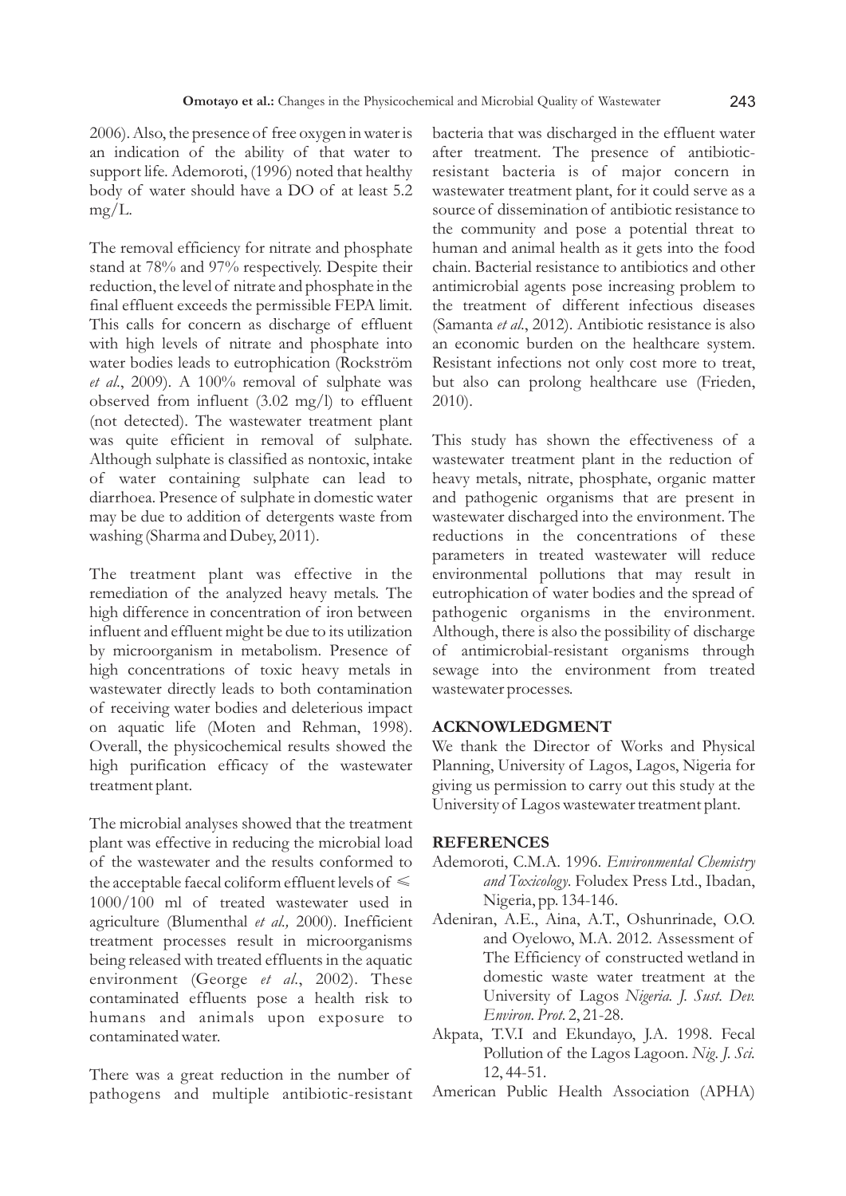2006). Also, the presence of free oxygen in water is an indication of the ability of that water to support life. Ademoroti, (1996) noted that healthy body of water should have a DO of at least 5.2 mg/L.

The removal efficiency for nitrate and phosphate stand at 78% and 97% respectively. Despite their reduction, the level of nitrate and phosphate in the final effluent exceeds the permissible FEPA limit. This calls for concern as discharge of effluent with high levels of nitrate and phosphate into water bodies leads to eutrophication (Rockström *et al*., 2009). A 100% removal of sulphate was observed from influent (3.02 mg/l) to effluent (not detected). The wastewater treatment plant was quite efficient in removal of sulphate. Although sulphate is classified as nontoxic, intake of water containing sulphate can lead to diarrhoea. Presence of sulphate in domestic water may be due to addition of detergents waste from washing (Sharma and Dubey, 2011).

The treatment plant was effective in the remediation of the analyzed heavy metals. The high difference in concentration of iron between influent and effluent might be due to its utilization by microorganism in metabolism. Presence of high concentrations of toxic heavy metals in wastewater directly leads to both contamination of receiving water bodies and deleterious impact on aquatic life (Moten and Rehman, 1998). Overall, the physicochemical results showed the high purification efficacy of the wastewater treatment plant.

The microbial analyses showed that the treatment plant was effective in reducing the microbial load of the wastewater and the results conformed to the acceptable faecal coliform effluent levels of $\leq$ 1000/100 ml of treated wastewater used in agriculture (Blumenthal *et al.,* 2000). Inefficient treatment processes result in microorganisms being released with treated effluents in the aquatic environment (George *et al*., 2002). These contaminated effluents pose a health risk to humans and animals upon exposure to contaminated water.

There was a great reduction in the number of pathogens and multiple antibiotic-resistant bacteria that was discharged in the effluent water after treatment. The presence of antibiotic-resistant bacteria is of major concern in wastewater treatment plant, for it could serve as a source of dissemination of antibiotic resistance to the community and pose a potential threat to human and animal health as it gets into the food chain. Bacterial resistance to antibiotics and other antimicrobial agents pose increasing problem to the treatment of different infectious diseases (Samanta *et al*., 2012). Antibiotic resistance is also an economic burden on the healthcare system. Resistant infections not only cost more to treat, but also can prolong healthcare use (Frieden, 2010).

This study has shown the effectiveness of a wastewater treatment plant in the reduction of heavy metals, nitrate, phosphate, organic matter and pathogenic organisms that are present in wastewater discharged into the environment. The reductions in the concentrations of these parameters in treated wastewater will reduce environmental pollutions that may result in eutrophication of water bodies and the spread of pathogenic organisms in the environment. Although, there is also the possibility of discharge of antimicrobial-resistant organisms through sewage into the environment from treated wastewater processes.

## ACKNOWLEDGMENT

We thank the Director of Works and Physical Planning, University of Lagos, Lagos, Nigeria for giving us permission to carry out this study at the University of Lagos wastewater treatment plant.

## REFERENCES

Ademoroti, C.M.A. 1996. *Environmental Chemistry and Toxicology*. Foludex Press Ltd., Ibadan, Nigeria, pp. 134-146.

Adeniran, A.E., Aina, A.T., Oshunrinade, O.O. and Oyelowo, M.A. 2012. Assessment of The Efficiency of constructed wetland in domestic waste water treatment at the University of Lagos *Nigeria. J. Sust. Dev. Environ. Prot.* 2, 21-28.

Akpata, T.V.I and Ekundayo, J.A. 1998. Fecal Pollution of the Lagos Lagoon. *Nig. J. Sci.* 12, 44-51.

American Public Health Association (APHA)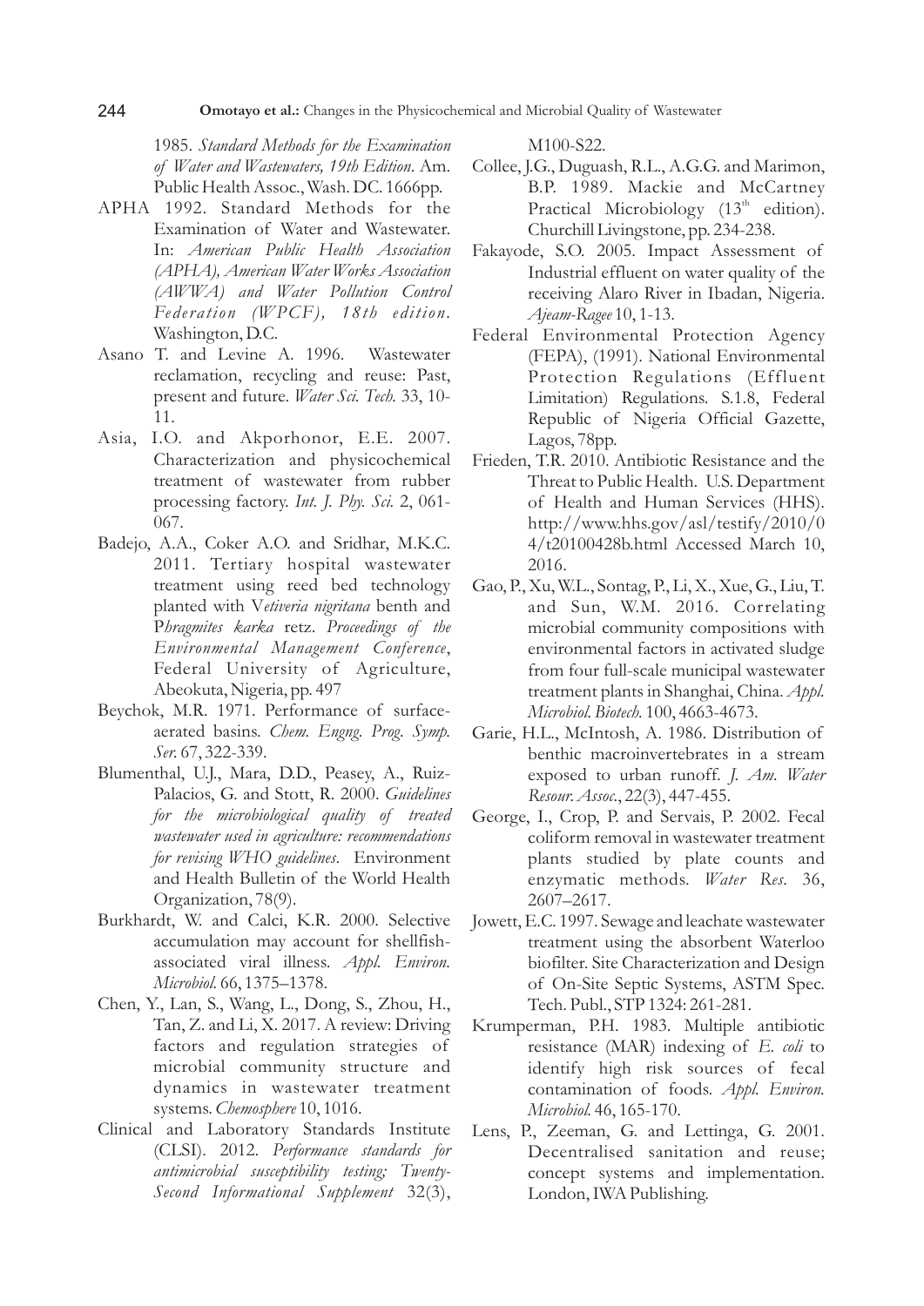1985. *Standard Methods for the Examination of Water and Wastewaters, 19th Edition*. Am. Public Health Assoc., Wash. DC. 1666pp.

APHA 1992. Standard Methods for the Examination of Water and Wastewater. In: *American Public Health Association (APHA), American Water Works Association (AWWA) and Water Pollution Control Federation (WPCF), 18th edition*. Washington, D.C.

Asano T. and Levine A. 1996. Wastewater reclamation, recycling and reuse: Past, present and future. *Water Sci. Tech.* 33, 10-11.

Asia, I.O. and Akporhonor, E.E. 2007. Characterization and physicochemical treatment of wastewater from rubber processing factory. *Int. J. Phy. Sci.* 2, 061-067.

Badejo, A.A., Coker A.O. and Sridhar, M.K.C. 2011. Tertiary hospital wastewater treatment using reed bed technology planted with V*etiveria nigritana* benth and P*hragmites karka* retz. *Proceedings of the Environmental Management Conference*, Federal University of Agriculture, Abeokuta, Nigeria, pp. 497

Beychok, M.R. 1971. Performance of surface-aerated basins. *Chem. Engng. Prog. Symp. Ser.* 67, 322-339.

Blumenthal, U.J., Mara, D.D., Peasey, A., Ruiz-Palacios, G. and Stott, R. 2000. *Guidelines for the microbiological quality of treated wastewater used in agriculture: recommendations for revising WHO guidelines*. Environment and Health Bulletin of the World Health Organization, 78(9).

Burkhardt, W. and Calci, K.R. 2000. Selective accumulation may account for shellfish-associated viral illness. *Appl. Environ. Microbiol.* 66, 1375–1378.

Chen, Y., Lan, S., Wang, L., Dong, S., Zhou, H., Tan, Z. and Li, X. 2017. A review: Driving factors and regulation strategies of microbial community structure and dynamics in wastewater treatment systems. *Chemosphere* 10, 1016.

Clinical and Laboratory Standards Institute (CLSI). 2012. *Performance standards for antimicrobial susceptibility testing; Twenty-Second Informational Supplement* 32(3), M100-S22.

Collee, J.G., Duguash, R.L., A.G.G. and Marimon, B.P. 1989. Mackie and McCartney Practical Microbiology (13th edition). Churchill Livingstone, pp. 234-238.

Fakayode, S.O. 2005. Impact Assessment of Industrial effluent on water quality of the receiving Alaro River in Ibadan, Nigeria. *Ajeam-Ragee* 10, 1-13.

Federal Environmental Protection Agency (FEPA), (1991). National Environmental Protection Regulations (Effluent Limitation) Regulations. S.1.8, Federal Republic of Nigeria Official Gazette, Lagos, 78pp.

Frieden, T.R. 2010. Antibiotic Resistance and the Threat to Public Health. U.S. Department of Health and Human Services (HHS). http://www.hhs.gov/asl/testify/2010/04/t20100428b.html Accessed March 10, 2016.

Gao, P., Xu, W.L., Sontag, P., Li, X., Xue, G., Liu, T. and Sun, W.M. 2016. Correlating microbial community compositions with environmental factors in activated sludge from four full-scale municipal wastewater treatment plants in Shanghai, China. *Appl. Microbiol. Biotech.* 100, 4663-4673.

Garie, H.L., McIntosh, A. 1986. Distribution of benthic macroinvertebrates in a stream exposed to urban runoff. *J. Am. Water Resour. Assoc.*, 22(3), 447-455.

George, I., Crop, P. and Servais, P. 2002. Fecal coliform removal in wastewater treatment plants studied by plate counts and enzymatic methods. *Water Res.* 36, 2607–2617.

Jowett, E.C. 1997. Sewage and leachate wastewater treatment using the absorbent Waterloo biofilter. Site Characterization and Design of On-Site Septic Systems, ASTM Spec. Tech. Publ., STP 1324: 261-281.

Krumperman, P.H. 1983. Multiple antibiotic resistance (MAR) indexing of *E. coli* to identify high risk sources of fecal contamination of foods. *Appl. Environ. Microbiol.* 46, 165-170.

Lens, P., Zeeman, G. and Lettinga, G. 2001. Decentralised sanitation and reuse; concept systems and implementation. London, IWA Publishing.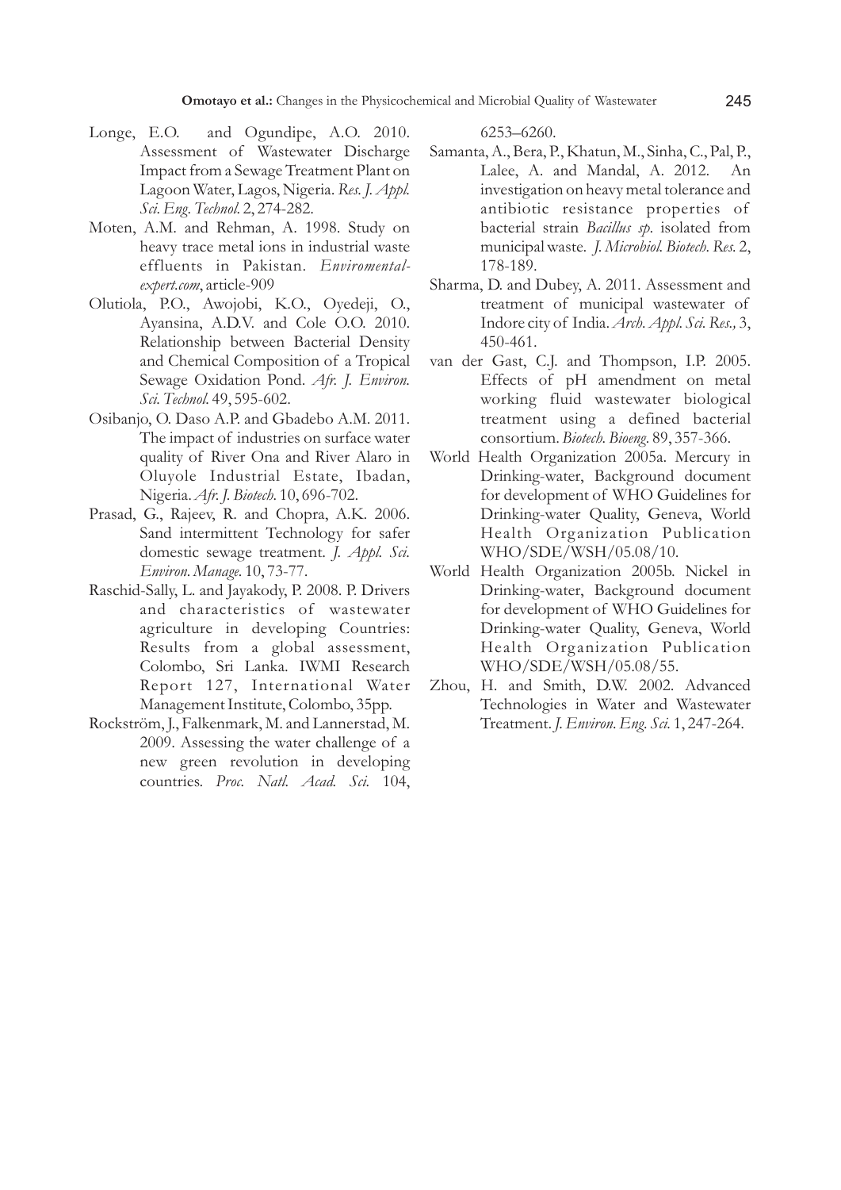Longe, E.O. and Ogundipe, A.O. 2010. Assessment of Wastewater Discharge Impact from a Sewage Treatment Plant on Lagoon Water, Lagos, Nigeria. *Res. J. Appl. Sci. Eng. Technol.* 2, 274-282.

Moten, A.M. and Rehman, A. 1998. Study on heavy trace metal ions in industrial waste effluents in Pakistan. *Enviromental-expert.com*, article-909

Olutiola, P.O., Awojobi, K.O., Oyedeji, O., Ayansina, A.D.V. and Cole O.O. 2010. Relationship between Bacterial Density and Chemical Composition of a Tropical Sewage Oxidation Pond. *Afr. J. Environ. Sci. Technol.* 49, 595-602.

Osibanjo, O. Daso A.P. and Gbadebo A.M. 2011. The impact of industries on surface water quality of River Ona and River Alaro in Oluyole Industrial Estate, Ibadan, Nigeria. *Afr. J. Biotech.* 10, 696-702.

Prasad, G., Rajeev, R. and Chopra, A.K. 2006. Sand intermittent Technology for safer domestic sewage treatment. *J. Appl. Sci. Environ. Manage.* 10, 73-77.

Raschid-Sally, L. and Jayakody, P. 2008. P. Drivers and characteristics of wastewater agriculture in developing Countries: Results from a global assessment, Colombo, Sri Lanka. IWMI Research Report 127, International Water Management Institute, Colombo, 35pp.

Rockström, J., Falkenmark, M. and Lannerstad, M. 2009. Assessing the water challenge of a new green revolution in developing countries. *Proc. Natl. Acad. Sci.* 104, 6253–6260.

Samanta, A., Bera, P., Khatun, M., Sinha, C., Pal, P., Lalee, A. and Mandal, A. 2012. An investigation on heavy metal tolerance and antibiotic resistance properties of bacterial strain *Bacillus sp.* isolated from municipal waste. *J. Microbiol. Biotech. Res.* 2, 178-189.

Sharma, D. and Dubey, A. 2011. Assessment and treatment of municipal wastewater of Indore city of India. *Arch. Appl. Sci. Res.,* 3, 450-461.

van der Gast, C.J. and Thompson, I.P. 2005. Effects of pH amendment on metal working fluid wastewater biological treatment using a defined bacterial consortium. *Biotech. Bioeng.* 89, 357-366.

World Health Organization 2005a. Mercury in Drinking-water, Background document for development of WHO Guidelines for Drinking-water Quality, Geneva, World Health Organization Publication WHO/SDE/WSH/05.08/10.

World Health Organization 2005b. Nickel in Drinking-water, Background document for development of WHO Guidelines for Drinking-water Quality, Geneva, World Health Organization Publication WHO/SDE/WSH/05.08/55.

Zhou, H. and Smith, D.W. 2002. Advanced Technologies in Water and Wastewater Treatment. *J. Environ. Eng. Sci.* 1, 247-264.